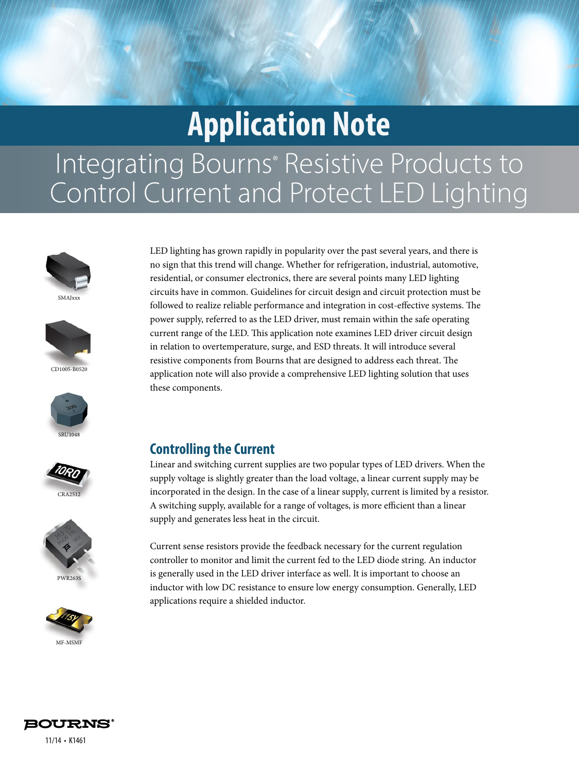# Application Note

## Integrating Bourns® Resistive Products to Control Current and Protect LED Lighting

SMAJxxx

CD1005-B0520

SRU1048

CRA2512

PWR263S

MF-MSMF

LED lighting has grown rapidly in popularity over the past several years, and there is no sign that this trend will change. Whether for refrigeration, industrial, automotive, residential, or consumer electronics, there are several points many LED lighting circuits have in common. Guidelines for circuit design and circuit protection must be followed to realize reliable performance and integration in cost-effective systems. The power supply, referred to as the LED driver, must remain within the safe operating current range of the LED. This application note examines LED driver circuit design in relation to overtemperature, surge, and ESD threats. It will introduce several resistive components from Bourns that are designed to address each threat. The application note will also provide a comprehensive LED lighting solution that uses these components.

### Controlling the Current

Linear and switching current supplies are two popular types of LED drivers. When the supply voltage is slightly greater than the load voltage, a linear current supply may be incorporated in the design. In the case of a linear supply, current is limited by a resistor. A switching supply, available for a range of voltages, is more efficient than a linear supply and generates less heat in the circuit.

Current sense resistors provide the feedback necessary for the current regulation controller to monitor and limit the current fed to the LED diode string. An inductor is generally used in the LED driver interface as well. It is important to choose an inductor with low DC resistance to ensure low energy consumption. Generally, LED applications require a shielded inductor.

11/14 • K1461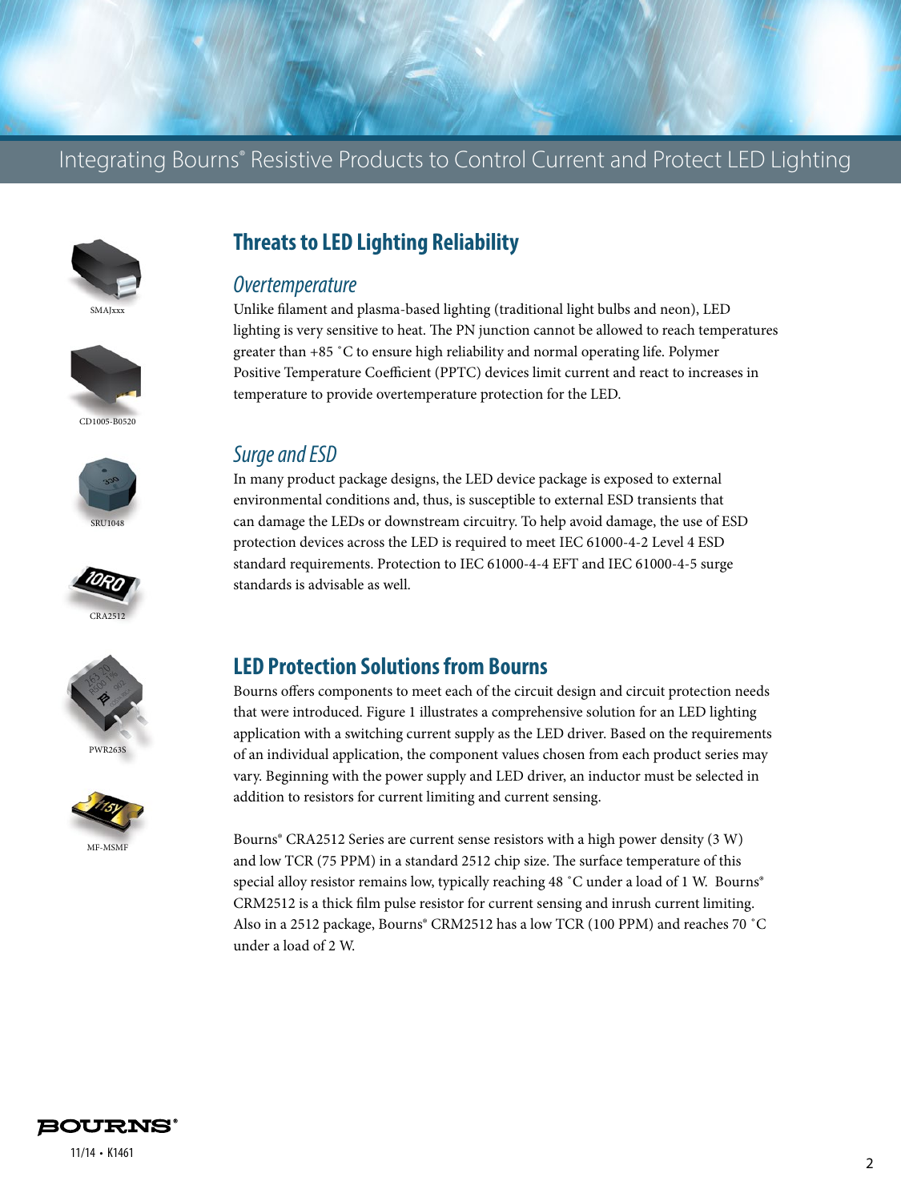# Integrating Bourns® Resistive Products to Control Current and Protect LED Lighting

SMAJxxx

CD1005-B0520

SRU1048

CRA2512

PWR263S

MF-MSMF

## Threats to LED Lighting Reliability

### *Overtemperature*

Unlike filament and plasma-based lighting (traditional light bulbs and neon), LED lighting is very sensitive to heat. The PN junction cannot be allowed to reach temperatures greater than +85 °C to ensure high reliability and normal operating life. Polymer Positive Temperature Coefficient (PPTC) devices limit current and react to increases in temperature to provide overtemperature protection for the LED.

### *Surge and ESD*

In many product package designs, the LED device package is exposed to external environmental conditions and, thus, is susceptible to external ESD transients that can damage the LEDs or downstream circuitry. To help avoid damage, the use of ESD protection devices across the LED is required to meet IEC 61000-4-2 Level 4 ESD standard requirements. Protection to IEC 61000-4-4 EFT and IEC 61000-4-5 surge standards is advisable as well.

## LED Protection Solutions from Bourns

Bourns offers components to meet each of the circuit design and circuit protection needs that were introduced. Figure 1 illustrates a comprehensive solution for an LED lighting application with a switching current supply as the LED driver. Based on the requirements of an individual application, the component values chosen from each product series may vary. Beginning with the power supply and LED driver, an inductor must be selected in addition to resistors for current limiting and current sensing.

Bourns® CRA2512 Series are current sense resistors with a high power density (3 W) and low TCR (75 PPM) in a standard 2512 chip size. The surface temperature of this special alloy resistor remains low, typically reaching 48 °C under a load of 1 W. Bourns® CRM2512 is a thick film pulse resistor for current sensing and inrush current limiting. Also in a 2512 package, Bourns® CRM2512 has a low TCR (100 PPM) and reaches 70 °C under a load of 2 W.

11/14 • K1461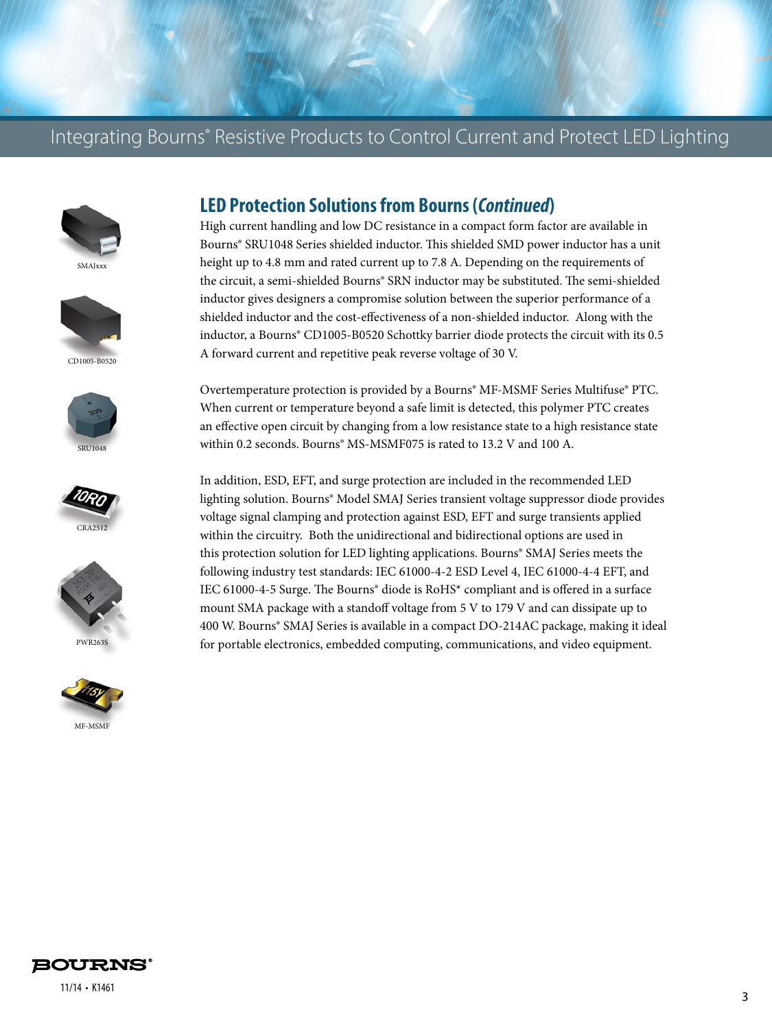## LED Protection Solutions from Bourns (*Continued*)

High current handling and low DC resistance in a compact form factor are available in Bourns® SRU1048 Series shielded inductor. This shielded SMD power inductor has a unit height up to 4.8 mm and rated current up to 7.8 A. Depending on the requirements of the circuit, a semi-shielded Bourns® SRN inductor may be substituted. The semi-shielded inductor gives designers a compromise solution between the superior performance of a shielded inductor and the cost-effectiveness of a non-shielded inductor. Along with the inductor, a Bourns® CD1005-B0520 Schottky barrier diode protects the circuit with its 0.5 A forward current and repetitive peak reverse voltage of 30 V.

Overtemperature protection is provided by a Bourns® MF-MSMF Series Multifuse® PTC. When current or temperature beyond a safe limit is detected, this polymer PTC creates an effective open circuit by changing from a low resistance state to a high resistance state within 0.2 seconds. Bourns® MS-MSMF075 is rated to 13.2 V and 100 A.

In addition, ESD, EFT, and surge protection are included in the recommended LED lighting solution. Bourns® Model SMAJ Series transient voltage suppressor diode provides voltage signal clamping and protection against ESD, EFT and surge transients applied within the circuitry. Both the unidirectional and bidirectional options are used in this protection solution for LED lighting applications. Bourns® SMAJ Series meets the following industry test standards: IEC 61000-4-2 ESD Level 4, IEC 61000-4-4 EFT, and IEC 61000-4-5 Surge. The Bourns® diode is RoHS* compliant and is offered in a surface mount SMA package with a standoff voltage from 5 V to 179 V and can dissipate up to 400 W. Bourns® SMAJ Series is available in a compact DO-214AC package, making it ideal for portable electronics, embedded computing, communications, and video equipment.

SMAJxxx

CD1005-B0520

SRU1048

CRA2512

PWR263S

MF-MSMF

11/14 • K1461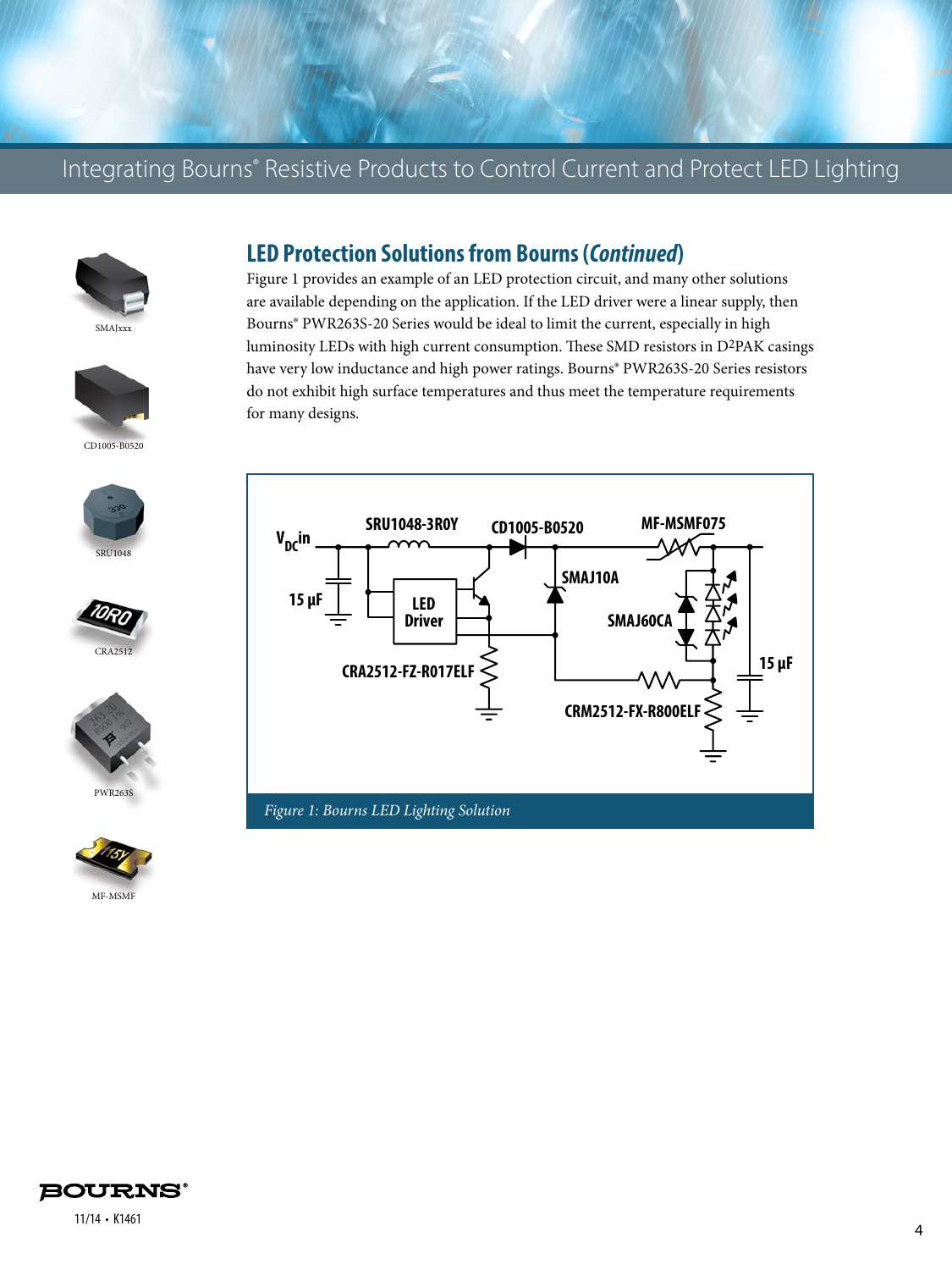## LED Protection Solutions from Bourns (*Continued*)

Figure 1 provides an example of an LED protection circuit, and many other solutions are available depending on the application. If the LED driver were a linear supply, then Bourns® PWR263S-20 Series would be ideal to limit the current, especially in high luminosity LEDs with high current consumption. These SMD resistors in D2PAK casings have very low inductance and high power ratings. Bourns® PWR263S-20 Series resistors do not exhibit high surface temperatures and thus meet the temperature requirements for many designs.

*Figure 1: Bourns LED Lighting Solution*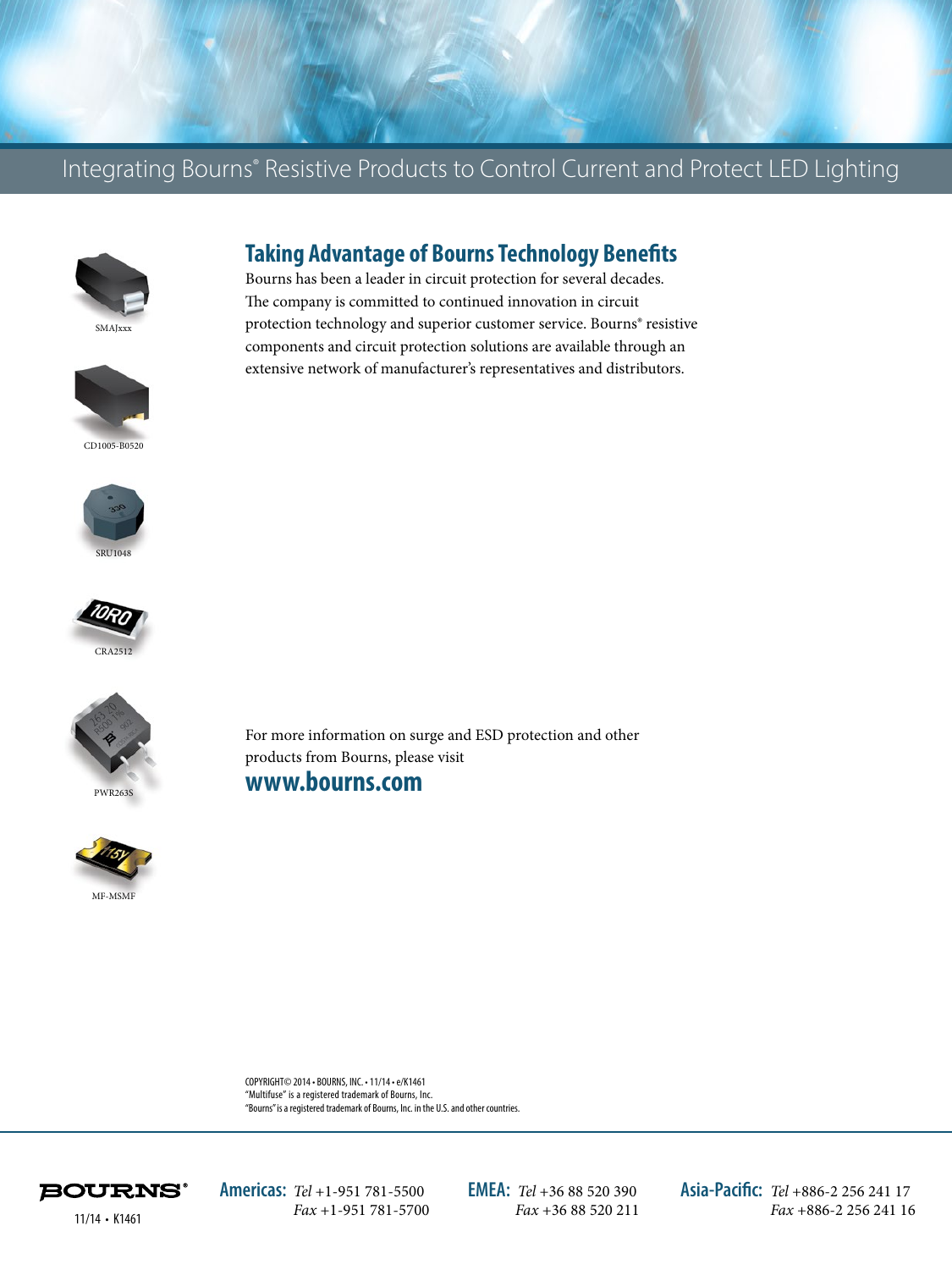Integrating Bourns® Resistive Products to Control Current and Protect LED Lighting

SMAJxxx

CD1005-B0520

SRU1048

CRA2512

PWR263S

MF-MSMF

## Taking Advantage of Bourns Technology Benefits

Bourns has been a leader in circuit protection for several decades. The company is committed to continued innovation in circuit protection technology and superior customer service. Bourns® resistive components and circuit protection solutions are available through an extensive network of manufacturer's representatives and distributors.

For more information on surge and ESD protection and other products from Bourns, please visit

**www.bourns.com**

COPYRIGHT© 2014 • BOURNS, INC. • 11/14 • e/K1461
"Multifuse" is a registered trademark of Bourns, Inc.
"Bourns" is a registered trademark of Bourns, Inc. in the U.S. and other countries.

BOURNS®

11/14 • K1461

**Americas:** *Tel* +1-951 781-5500
*Fax* +1-951 781-5700

**EMEA:** *Tel* +36 88 520 390
*Fax* +36 88 520 211

**Asia-Pacific:** *Tel* +886-2 256 241 17
*Fax* +886-2 256 241 16